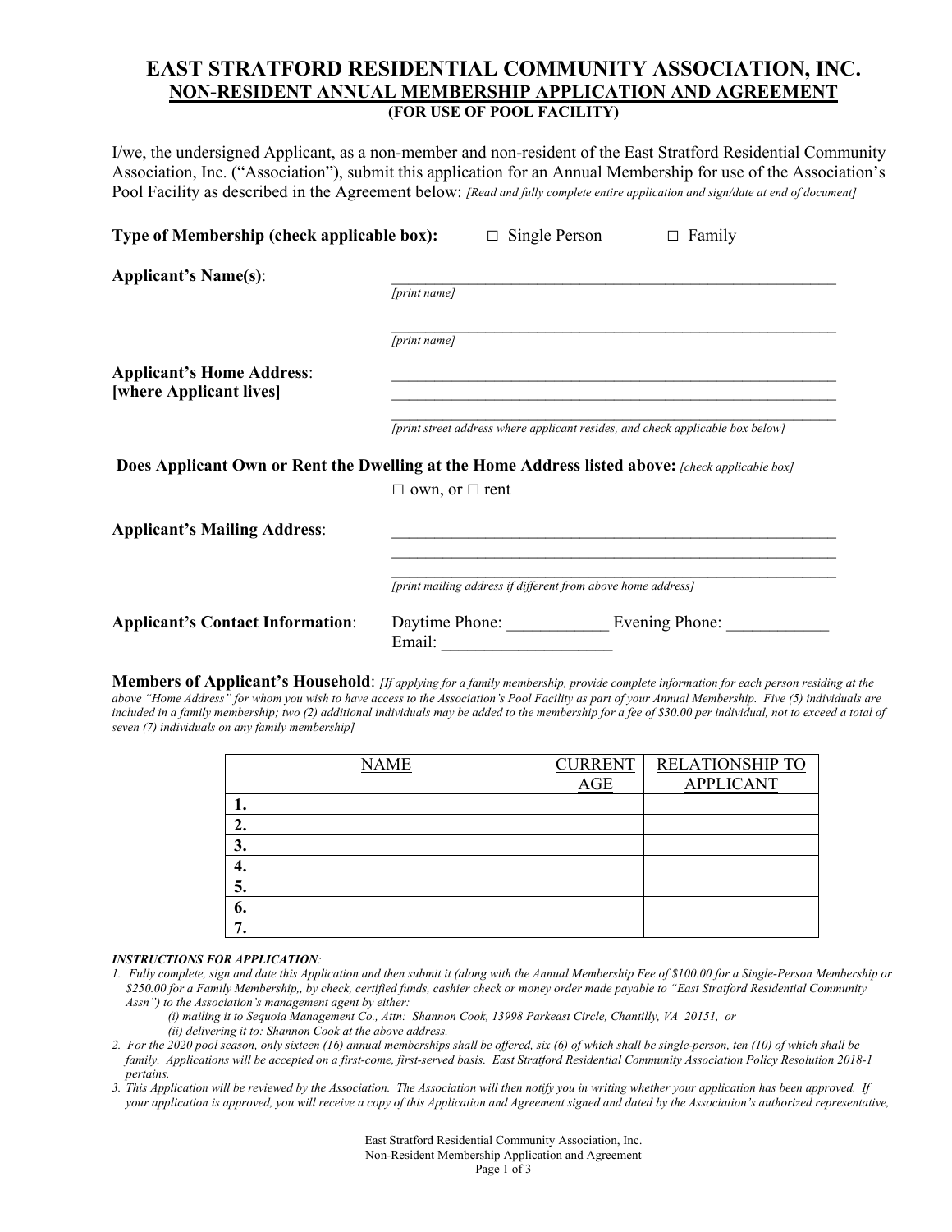# EAST STRATFORD RESIDENTIAL COMMUNITY ASSOCIATION, INC.

## NON-RESIDENT ANNUAL MEMBERSHIP APPLICATION AND AGREEMENT

### (FOR USE OF POOL FACILITY)

I/we, the undersigned Applicant, as a non-member and non-resident of the East Stratford Residential Community Association, Inc. ("Association"), submit this application for an Annual Membership for use of the Association's Pool Facility as described in the Agreement below: *[Read and fully complete entire application and sign/date at end of document]*

**Type of Membership (check applicable box):** ☐ Single Person ☐ Family

**Applicant's Name(s)**: \_\_\_\_\_\_\_\_\_\_\_\_\_\_\_\_\_\_\_\_\_\_\_\_\_\_\_\_\_\_\_\_\_\_\_\_\_\_\_\_\_\_\_\_
*[print name]*

\_\_\_\_\_\_\_\_\_\_\_\_\_\_\_\_\_\_\_\_\_\_\_\_\_\_\_\_\_\_\_\_\_\_\_\_\_\_\_\_\_\_\_\_
*[print name]*

**Applicant's Home Address**:
**[where Applicant lives]**

\_\_\_\_\_\_\_\_\_\_\_\_\_\_\_\_\_\_\_\_\_\_\_\_\_\_\_\_\_\_\_\_\_\_\_\_\_\_\_\_\_\_\_\_
\_\_\_\_\_\_\_\_\_\_\_\_\_\_\_\_\_\_\_\_\_\_\_\_\_\_\_\_\_\_\_\_\_\_\_\_\_\_\_\_\_\_\_\_
\_\_\_\_\_\_\_\_\_\_\_\_\_\_\_\_\_\_\_\_\_\_\_\_\_\_\_\_\_\_\_\_\_\_\_\_\_\_\_\_\_\_\_\_
*[print street address where applicant resides, and check applicable box below]*

**Does Applicant Own or Rent the Dwelling at the Home Address listed above:** *[check applicable box]*

☐ own, or ☐ rent

**Applicant's Mailing Address**:

\_\_\_\_\_\_\_\_\_\_\_\_\_\_\_\_\_\_\_\_\_\_\_\_\_\_\_\_\_\_\_\_\_\_\_\_\_\_\_\_\_\_\_\_
\_\_\_\_\_\_\_\_\_\_\_\_\_\_\_\_\_\_\_\_\_\_\_\_\_\_\_\_\_\_\_\_\_\_\_\_\_\_\_\_\_\_\_\_
\_\_\_\_\_\_\_\_\_\_\_\_\_\_\_\_\_\_\_\_\_\_\_\_\_\_\_\_\_\_\_\_\_\_\_\_\_\_\_\_\_\_\_\_
*[print mailing address if different from above home address]*

**Applicant's Contact Information**: Daytime Phone: \_\_\_\_\_\_\_\_\_\_\_\_ Evening Phone: \_\_\_\_\_\_\_\_\_\_\_\_
Email: \_\_\_\_\_\_\_\_\_\_\_\_\_\_\_\_\_\_\_\_

**Members of Applicant's Household**: *[If applying for a family membership, provide complete information for each person residing at the above "Home Address" for whom you wish to have access to the Association's Pool Facility as part of your Annual Membership. Five (5) individuals are included in a family membership; two (2) additional individuals may be added to the membership for a fee of $30.00 per individual, not to exceed a total of seven (7) individuals on any family membership]*

| NAME | CURRENT AGE | RELATIONSHIP TO APPLICANT |
|---|---|---|
| **1.** | | |
| **2.** | | |
| **3.** | | |
| **4.** | | |
| **5.** | | |
| **6.** | | |
| **7.** | | |

***INSTRUCTIONS FOR APPLICATION****:*

1. *Fully complete, sign and date this Application and then submit it (along with the Annual Membership Fee of $100.00 for a Single-Person Membership or $250.00 for a Family Membership,, by check, certified funds, cashier check or money order made payable to "East Stratford Residential Community Assn") to the Association's management agent by either:*
   *(i) mailing it to Sequoia Management Co., Attn: Shannon Cook, 13998 Parkeast Circle, Chantilly, VA 20151, or*
   *(ii) delivering it to: Shannon Cook at the above address.*
2. *For the 2020 pool season, only sixteen (16) annual memberships shall be offered, six (6) of which shall be single-person, ten (10) of which shall be family. Applications will be accepted on a first-come, first-served basis. East Stratford Residential Community Association Policy Resolution 2018-1 pertains.*
3. *This Application will be reviewed by the Association. The Association will then notify you in writing whether your application has been approved. If your application is approved, you will receive a copy of this Application and Agreement signed and dated by the Association's authorized representative,*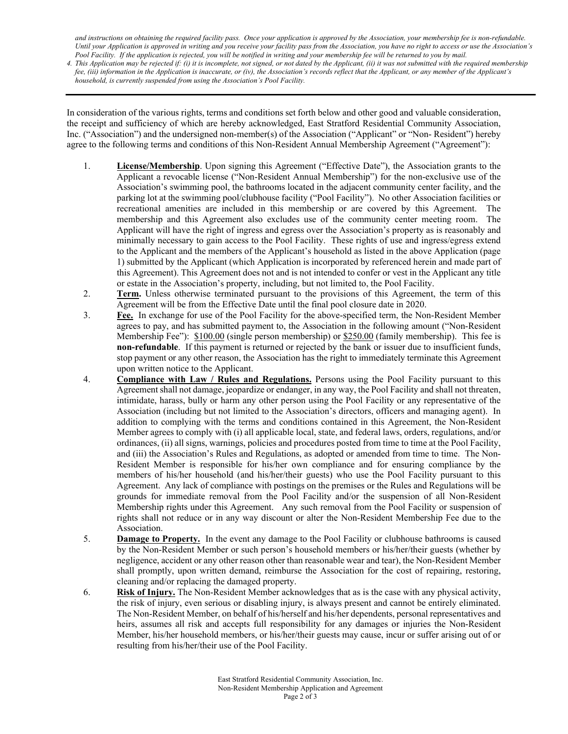*and instructions on obtaining the required facility pass. Once your application is approved by the Association, your membership fee is non-refundable. Until your Application is approved in writing and you receive your facility pass from the Association, you have no right to access or use the Association's Pool Facility. If the application is rejected, you will be notified in writing and your membership fee will be returned to you by mail.*

4. *This Application may be rejected if: (i) it is incomplete, not signed, or not dated by the Applicant, (ii) it was not submitted with the required membership fee, (iii) information in the Application is inaccurate, or (iv), the Association's records reflect that the Applicant, or any member of the Applicant's household, is currently suspended from using the Association's Pool Facility.*

---

In consideration of the various rights, terms and conditions set forth below and other good and valuable consideration, the receipt and sufficiency of which are hereby acknowledged, East Stratford Residential Community Association, Inc. ("Association") and the undersigned non-member(s) of the Association ("Applicant" or "Non- Resident") hereby agree to the following terms and conditions of this Non-Resident Annual Membership Agreement ("Agreement"):

1. **License/Membership**. Upon signing this Agreement ("Effective Date"), the Association grants to the Applicant a revocable license ("Non-Resident Annual Membership") for the non-exclusive use of the Association's swimming pool, the bathrooms located in the adjacent community center facility, and the parking lot at the swimming pool/clubhouse facility ("Pool Facility"). No other Association facilities or recreational amenities are included in this membership or are covered by this Agreement. The membership and this Agreement also excludes use of the community center meeting room. The Applicant will have the right of ingress and egress over the Association's property as is reasonably and minimally necessary to gain access to the Pool Facility. These rights of use and ingress/egress extend to the Applicant and the members of the Applicant's household as listed in the above Application (page 1) submitted by the Applicant (which Application is incorporated by referenced herein and made part of this Agreement). This Agreement does not and is not intended to confer or vest in the Applicant any title or estate in the Association's property, including, but not limited to, the Pool Facility.
2. **Term.** Unless otherwise terminated pursuant to the provisions of this Agreement, the term of this Agreement will be from the Effective Date until the final pool closure date in 2020.
3. **Fee.** In exchange for use of the Pool Facility for the above-specified term, the Non-Resident Member agrees to pay, and has submitted payment to, the Association in the following amount ("Non-Resident Membership Fee"): $100.00 (single person membership) or $250.00 (family membership). This fee is **non-refundable**. If this payment is returned or rejected by the bank or issuer due to insufficient funds, stop payment or any other reason, the Association has the right to immediately terminate this Agreement upon written notice to the Applicant.
4. **Compliance with Law / Rules and Regulations.** Persons using the Pool Facility pursuant to this Agreement shall not damage, jeopardize or endanger, in any way, the Pool Facility and shall not threaten, intimidate, harass, bully or harm any other person using the Pool Facility or any representative of the Association (including but not limited to the Association's directors, officers and managing agent). In addition to complying with the terms and conditions contained in this Agreement, the Non-Resident Member agrees to comply with (i) all applicable local, state, and federal laws, orders, regulations, and/or ordinances, (ii) all signs, warnings, policies and procedures posted from time to time at the Pool Facility, and (iii) the Association's Rules and Regulations, as adopted or amended from time to time. The Non-Resident Member is responsible for his/her own compliance and for ensuring compliance by the members of his/her household (and his/her/their guests) who use the Pool Facility pursuant to this Agreement. Any lack of compliance with postings on the premises or the Rules and Regulations will be grounds for immediate removal from the Pool Facility and/or the suspension of all Non-Resident Membership rights under this Agreement. Any such removal from the Pool Facility or suspension of rights shall not reduce or in any way discount or alter the Non-Resident Membership Fee due to the Association.
5. **Damage to Property.** In the event any damage to the Pool Facility or clubhouse bathrooms is caused by the Non-Resident Member or such person's household members or his/her/their guests (whether by negligence, accident or any other reason other than reasonable wear and tear), the Non-Resident Member shall promptly, upon written demand, reimburse the Association for the cost of repairing, restoring, cleaning and/or replacing the damaged property.
6. **Risk of Injury.** The Non-Resident Member acknowledges that as is the case with any physical activity, the risk of injury, even serious or disabling injury, is always present and cannot be entirely eliminated. The Non-Resident Member, on behalf of his/herself and his/her dependents, personal representatives and heirs, assumes all risk and accepts full responsibility for any damages or injuries the Non-Resident Member, his/her household members, or his/her/their guests may cause, incur or suffer arising out of or resulting from his/her/their use of the Pool Facility.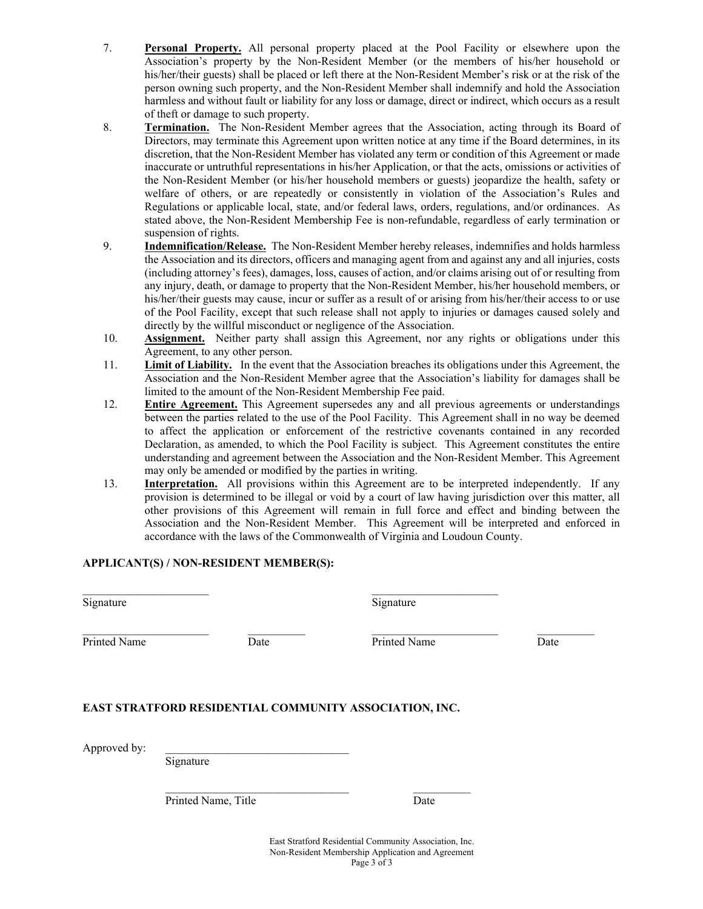7. **Personal Property.** All personal property placed at the Pool Facility or elsewhere upon the Association's property by the Non-Resident Member (or the members of his/her household or his/her/their guests) shall be placed or left there at the Non-Resident Member's risk or at the risk of the person owning such property, and the Non-Resident Member shall indemnify and hold the Association harmless and without fault or liability for any loss or damage, direct or indirect, which occurs as a result of theft or damage to such property.
8. **Termination.** The Non-Resident Member agrees that the Association, acting through its Board of Directors, may terminate this Agreement upon written notice at any time if the Board determines, in its discretion, that the Non-Resident Member has violated any term or condition of this Agreement or made inaccurate or untruthful representations in his/her Application, or that the acts, omissions or activities of the Non-Resident Member (or his/her household members or guests) jeopardize the health, safety or welfare of others, or are repeatedly or consistently in violation of the Association's Rules and Regulations or applicable local, state, and/or federal laws, orders, regulations, and/or ordinances. As stated above, the Non-Resident Membership Fee is non-refundable, regardless of early termination or suspension of rights.
9. **Indemnification/Release.** The Non-Resident Member hereby releases, indemnifies and holds harmless the Association and its directors, officers and managing agent from and against any and all injuries, costs (including attorney's fees), damages, loss, causes of action, and/or claims arising out of or resulting from any injury, death, or damage to property that the Non-Resident Member, his/her household members, or his/her/their guests may cause, incur or suffer as a result of or arising from his/her/their access to or use of the Pool Facility, except that such release shall not apply to injuries or damages caused solely and directly by the willful misconduct or negligence of the Association.
10. **Assignment.** Neither party shall assign this Agreement, nor any rights or obligations under this Agreement, to any other person.
11. **Limit of Liability.** In the event that the Association breaches its obligations under this Agreement, the Association and the Non-Resident Member agree that the Association's liability for damages shall be limited to the amount of the Non-Resident Membership Fee paid.
12. **Entire Agreement.** This Agreement supersedes any and all previous agreements or understandings between the parties related to the use of the Pool Facility. This Agreement shall in no way be deemed to affect the application or enforcement of the restrictive covenants contained in any recorded Declaration, as amended, to which the Pool Facility is subject. This Agreement constitutes the entire understanding and agreement between the Association and the Non-Resident Member. This Agreement may only be amended or modified by the parties in writing.
13. **Interpretation.** All provisions within this Agreement are to be interpreted independently. If any provision is determined to be illegal or void by a court of law having jurisdiction over this matter, all other provisions of this Agreement will remain in full force and effect and binding between the Association and the Non-Resident Member. This Agreement will be interpreted and enforced in accordance with the laws of the Commonwealth of Virginia and Loudoun County.

**APPLICANT(S) / NON-RESIDENT MEMBER(S):**

______________________ ______________________
Signature Signature

______________________ __________ ______________________ __________
Printed Name Date Printed Name Date

**EAST STRATFORD RESIDENTIAL COMMUNITY ASSOCIATION, INC.**

Approved by: ________________________________
Signature

________________________________ __________
Printed Name, Title Date